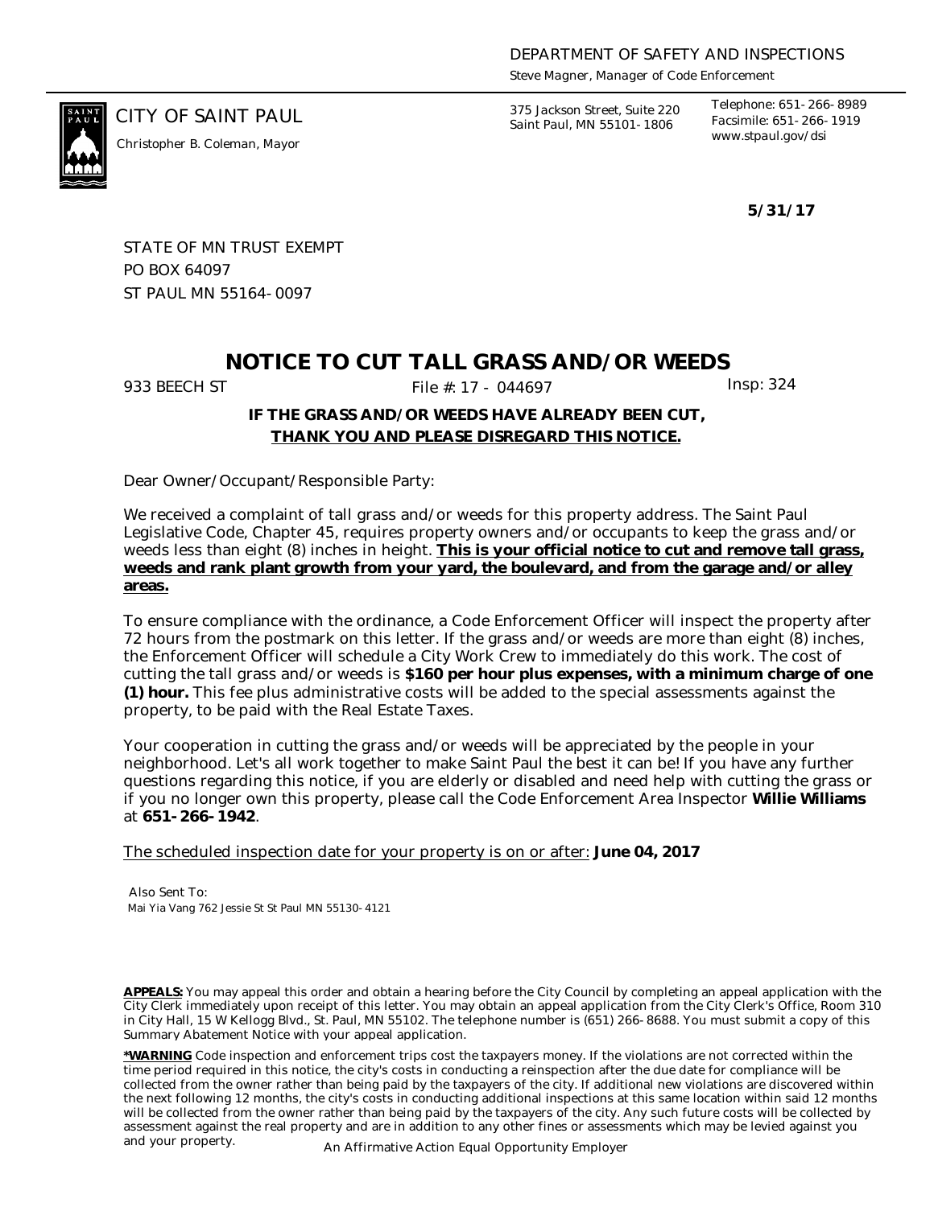DEPARTMENT OF SAFETY AND INSPECTIONS

*Steve Magner, Manager of Code Enforcement*

CITY OF SAINT PAUL

*Christopher B. Coleman, Mayor*

375 Jackson Street, Suite 220
Saint Paul, MN 55101-1806

Telephone: 651-266-8989
Facsimile: 651-266-1919
www.stpaul.gov/dsi

**5/31/17**

STATE OF MN TRUST EXEMPT
PO BOX 64097
ST PAUL MN 55164-0097

# NOTICE TO CUT TALL GRASS AND/OR WEEDS

933 BEECH ST          File #: 17 - 044697          Insp: 324

**IF THE GRASS AND/OR WEEDS HAVE ALREADY BEEN CUT,**
**<u>THANK YOU AND PLEASE DISREGARD THIS NOTICE.</u>**

Dear Owner/Occupant/Responsible Party:

We received a complaint of tall grass and/or weeds for this property address. The Saint Paul Legislative Code, Chapter 45, requires property owners and/or occupants to keep the grass and/or weeds less than eight (8) inches in height. **<u>This is your official notice to cut and remove tall grass, weeds and rank plant growth from your yard, the boulevard, and from the garage and/or alley areas.</u>**

To ensure compliance with the ordinance, a Code Enforcement Officer will inspect the property after 72 hours from the postmark on this letter. If the grass and/or weeds are more than eight (8) inches, the Enforcement Officer will schedule a City Work Crew to immediately do this work. The cost of cutting the tall grass and/or weeds is **$160 per hour plus expenses, with a minimum charge of one (1) hour.** This fee plus administrative costs will be added to the special assessments against the property, to be paid with the Real Estate Taxes.

Your cooperation in cutting the grass and/or weeds will be appreciated by the people in your neighborhood. Let's all work together to make Saint Paul the best it can be! If you have any further questions regarding this notice, if you are elderly or disabled and need help with cutting the grass or if you no longer own this property, please call the Code Enforcement Area Inspector **Willie Williams** at **651-266-1942**.

<u>The scheduled inspection date for your property is on or after:</u> **June 04, 2017**

Also Sent To:
Mai Yia Vang 762 Jessie St St Paul MN 55130-4121

**<u>APPEALS:</u>** You may appeal this order and obtain a hearing before the City Council by completing an appeal application with the City Clerk immediately upon receipt of this letter. You may obtain an appeal application from the City Clerk's Office, Room 310 in City Hall, 15 W Kellogg Blvd., St. Paul, MN 55102. The telephone number is (651) 266-8688. You must submit a copy of this Summary Abatement Notice with your appeal application.

**<u>*WARNING</u>** Code inspection and enforcement trips cost the taxpayers money. If the violations are not corrected within the time period required in this notice, the city's costs in conducting a reinspection after the due date for compliance will be collected from the owner rather than being paid by the taxpayers of the city. If additional new violations are discovered within the next following 12 months, the city's costs in conducting additional inspections at this same location within said 12 months will be collected from the owner rather than being paid by the taxpayers of the city. Any such future costs will be collected by assessment against the real property and are in addition to any other fines or assessments which may be levied against you and your property.

An Affirmative Action Equal Opportunity Employer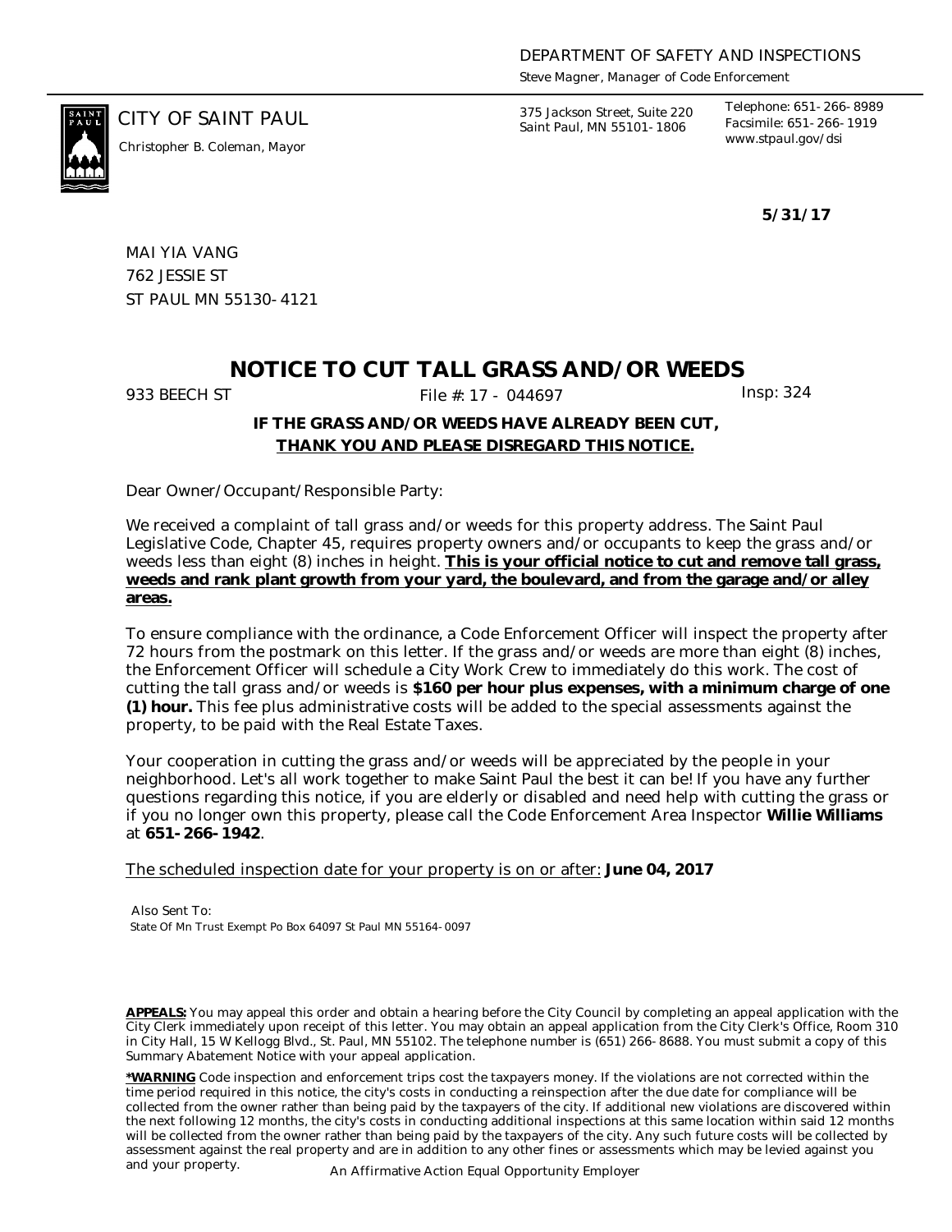DEPARTMENT OF SAFETY AND INSPECTIONS

*Steve Magner, Manager of Code Enforcement*

CITY OF SAINT PAUL

*Christopher B. Coleman, Mayor*

375 Jackson Street, Suite 220
Saint Paul, MN 55101-1806

Telephone: 651-266-8989
Facsimile: 651-266-1919
www.stpaul.gov/dsi

**5/31/17**

MAI YIA VANG
762 JESSIE ST
ST PAUL MN 55130-4121

# NOTICE TO CUT TALL GRASS AND/OR WEEDS

933 BEECH ST File #: 17 - 044697 Insp: 324

**IF THE GRASS AND/OR WEEDS HAVE ALREADY BEEN CUT,**
**<u>THANK YOU AND PLEASE DISREGARD THIS NOTICE.</u>**

Dear Owner/Occupant/Responsible Party:

We received a complaint of tall grass and/or weeds for this property address. The Saint Paul Legislative Code, Chapter 45, requires property owners and/or occupants to keep the grass and/or weeds less than eight (8) inches in height. **<u>This is your official notice to cut and remove tall grass, weeds and rank plant growth from your yard, the boulevard, and from the garage and/or alley areas.</u>**

To ensure compliance with the ordinance, a Code Enforcement Officer will inspect the property after 72 hours from the postmark on this letter. If the grass and/or weeds are more than eight (8) inches, the Enforcement Officer will schedule a City Work Crew to immediately do this work. The cost of cutting the tall grass and/or weeds is **$160 per hour plus expenses, with a minimum charge of one (1) hour.** This fee plus administrative costs will be added to the special assessments against the property, to be paid with the Real Estate Taxes.

Your cooperation in cutting the grass and/or weeds will be appreciated by the people in your neighborhood. Let's all work together to make Saint Paul the best it can be! If you have any further questions regarding this notice, if you are elderly or disabled and need help with cutting the grass or if you no longer own this property, please call the Code Enforcement Area Inspector **Willie Williams** at **651-266-1942**.

<u>The scheduled inspection date for your property is on or after:</u> **June 04, 2017**

Also Sent To:
State Of Mn Trust Exempt Po Box 64097 St Paul MN 55164-0097

**<u>APPEALS:</u>** You may appeal this order and obtain a hearing before the City Council by completing an appeal application with the City Clerk immediately upon receipt of this letter. You may obtain an appeal application from the City Clerk's Office, Room 310 in City Hall, 15 W Kellogg Blvd., St. Paul, MN 55102. The telephone number is (651) 266-8688. You must submit a copy of this Summary Abatement Notice with your appeal application.

**<u>*WARNING</u>** Code inspection and enforcement trips cost the taxpayers money. If the violations are not corrected within the time period required in this notice, the city's costs in conducting a reinspection after the due date for compliance will be collected from the owner rather than being paid by the taxpayers of the city. If additional new violations are discovered within the next following 12 months, the city's costs in conducting additional inspections at this same location within said 12 months will be collected from the owner rather than being paid by the taxpayers of the city. Any such future costs will be collected by assessment against the real property and are in addition to any other fines or assessments which may be levied against you and your property.

An Affirmative Action Equal Opportunity Employer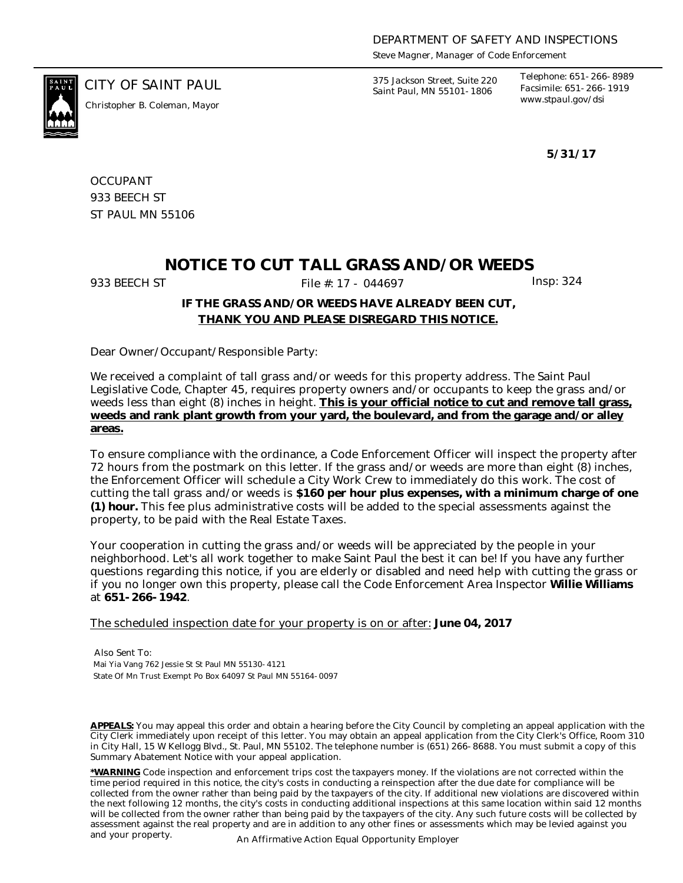DEPARTMENT OF SAFETY AND INSPECTIONS

*Steve Magner, Manager of Code Enforcement*

CITY OF SAINT PAUL

*Christopher B. Coleman, Mayor*

375 Jackson Street, Suite 220
Saint Paul, MN 55101-1806

Telephone: 651-266-8989
Facsimile: 651-266-1919
www.stpaul.gov/dsi

**5/31/17**

OCCUPANT
933 BEECH ST
ST PAUL MN 55106

# NOTICE TO CUT TALL GRASS AND/OR WEEDS

933 BEECH ST File #: 17 - 044697 Insp: 324

**IF THE GRASS AND/OR WEEDS HAVE ALREADY BEEN CUT,**
**THANK YOU AND PLEASE DISREGARD THIS NOTICE.**

Dear Owner/Occupant/Responsible Party:

We received a complaint of tall grass and/or weeds for this property address. The Saint Paul Legislative Code, Chapter 45, requires property owners and/or occupants to keep the grass and/or weeds less than eight (8) inches in height. **This is your official notice to cut and remove tall grass, weeds and rank plant growth from your yard, the boulevard, and from the garage and/or alley areas.**

To ensure compliance with the ordinance, a Code Enforcement Officer will inspect the property after 72 hours from the postmark on this letter. If the grass and/or weeds are more than eight (8) inches, the Enforcement Officer will schedule a City Work Crew to immediately do this work. The cost of cutting the tall grass and/or weeds is **$160 per hour plus expenses, with a minimum charge of one (1) hour.** This fee plus administrative costs will be added to the special assessments against the property, to be paid with the Real Estate Taxes.

Your cooperation in cutting the grass and/or weeds will be appreciated by the people in your neighborhood. Let's all work together to make Saint Paul the best it can be! If you have any further questions regarding this notice, if you are elderly or disabled and need help with cutting the grass or if you no longer own this property, please call the Code Enforcement Area Inspector **Willie Williams** at **651-266-1942**.

The scheduled inspection date for your property is on or after: **June 04, 2017**

Also Sent To:
Mai Yia Vang 762 Jessie St St Paul MN 55130-4121
State Of Mn Trust Exempt Po Box 64097 St Paul MN 55164-0097

**APPEALS:** You may appeal this order and obtain a hearing before the City Council by completing an appeal application with the City Clerk immediately upon receipt of this letter. You may obtain an appeal application from the City Clerk's Office, Room 310 in City Hall, 15 W Kellogg Blvd., St. Paul, MN 55102. The telephone number is (651) 266-8688. You must submit a copy of this Summary Abatement Notice with your appeal application.

**\*WARNING** Code inspection and enforcement trips cost the taxpayers money. If the violations are not corrected within the time period required in this notice, the city's costs in conducting a reinspection after the due date for compliance will be collected from the owner rather than being paid by the taxpayers of the city. If additional new violations are discovered within the next following 12 months, the city's costs in conducting additional inspections at this same location within said 12 months will be collected from the owner rather than being paid by the taxpayers of the city. Any such future costs will be collected by assessment against the real property and are in addition to any other fines or assessments which may be levied against you and your property.

An Affirmative Action Equal Opportunity Employer